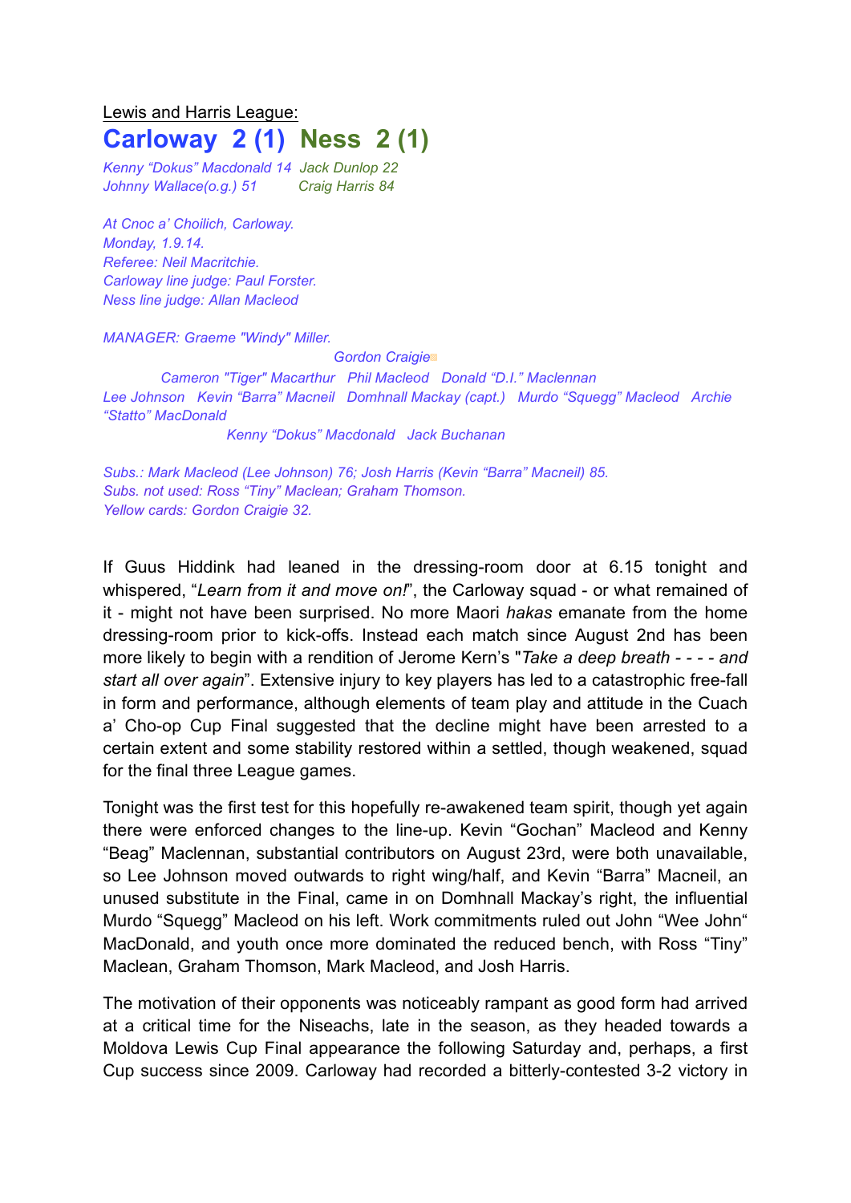Lewis and Harris League:

# Carloway 2 (1) Ness 2 (1)

*Kenny "Dokus" Macdonald 14* *Jack Dunlop 22*
*Johnny Wallace(o.g.) 51* *Craig Harris 84*

*At Cnoc a' Choilich, Carloway.*
*Monday, 1.9.14.*
*Referee: Neil Macritchie.*
*Carloway line judge: Paul Forster.*
*Ness line judge: Allan Macleod*

*MANAGER: Graeme "Windy" Miller.*

*Gordon Craigie*

*Cameron "Tiger" Macarthur Phil Macleod Donald "D.I." Maclennan*

*Lee Johnson Kevin "Barra" Macneil Domhnall Mackay (capt.) Murdo "Squegg" Macleod Archie "Statto" MacDonald*

*Kenny "Dokus" Macdonald Jack Buchanan*

*Subs.: Mark Macleod (Lee Johnson) 76; Josh Harris (Kevin "Barra" Macneil) 85.*
*Subs. not used: Ross "Tiny" Maclean; Graham Thomson.*
*Yellow cards: Gordon Craigie 32.*

If Guus Hiddink had leaned in the dressing-room door at 6.15 tonight and whispered, "*Learn from it and move on!*", the Carloway squad - or what remained of it - might not have been surprised. No more Maori *hakas* emanate from the home dressing-room prior to kick-offs. Instead each match since August 2nd has been more likely to begin with a rendition of Jerome Kern's "*Take a deep breath - - - - and start all over again*". Extensive injury to key players has led to a catastrophic free-fall in form and performance, although elements of team play and attitude in the Cuach a' Cho-op Cup Final suggested that the decline might have been arrested to a certain extent and some stability restored within a settled, though weakened, squad for the final three League games.

Tonight was the first test for this hopefully re-awakened team spirit, though yet again there were enforced changes to the line-up. Kevin "Gochan" Macleod and Kenny "Beag" Maclennan, substantial contributors on August 23rd, were both unavailable, so Lee Johnson moved outwards to right wing/half, and Kevin "Barra" Macneil, an unused substitute in the Final, came in on Domhnall Mackay's right, the influential Murdo "Squegg" Macleod on his left. Work commitments ruled out John "Wee John" MacDonald, and youth once more dominated the reduced bench, with Ross "Tiny" Maclean, Graham Thomson, Mark Macleod, and Josh Harris.

The motivation of their opponents was noticeably rampant as good form had arrived at a critical time for the Niseachs, late in the season, as they headed towards a Moldova Lewis Cup Final appearance the following Saturday and, perhaps, a first Cup success since 2009. Carloway had recorded a bitterly-contested 3-2 victory in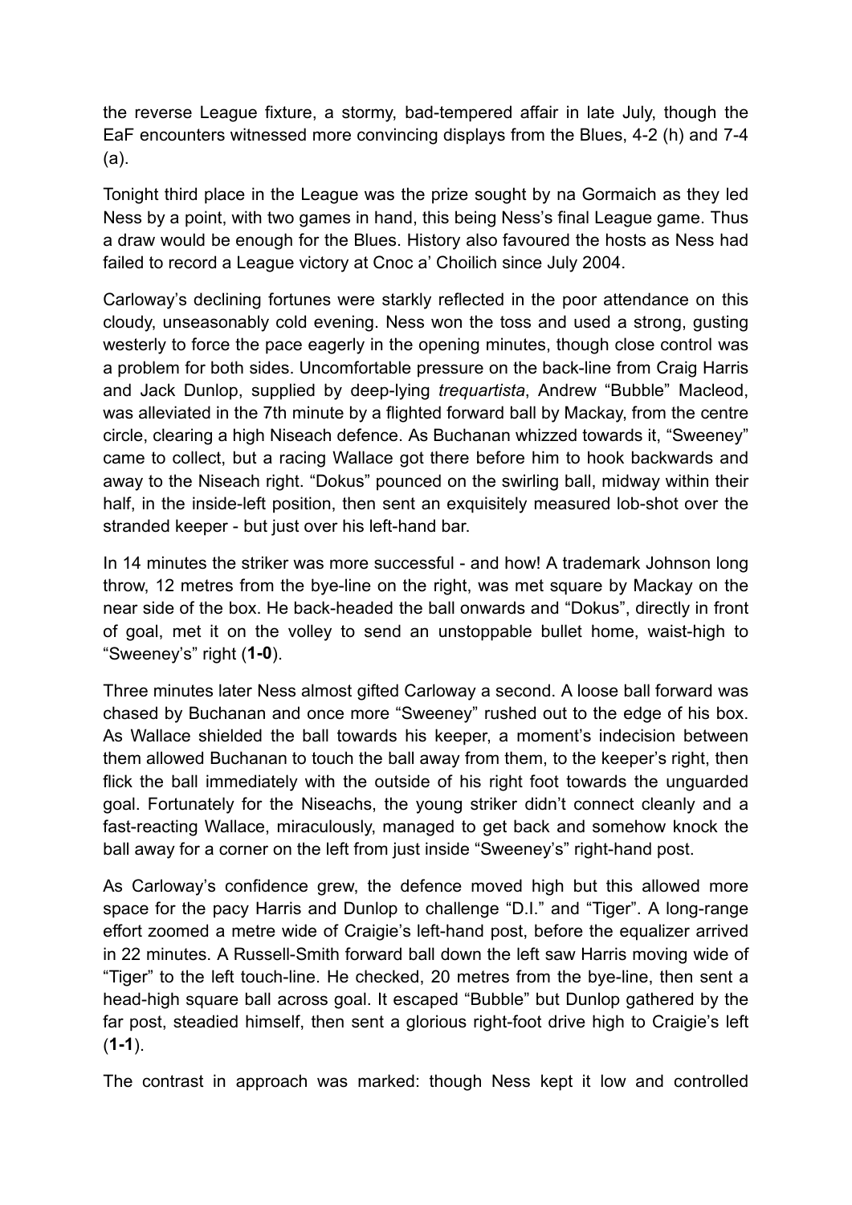the reverse League fixture, a stormy, bad-tempered affair in late July, though the EaF encounters witnessed more convincing displays from the Blues, 4-2 (h) and 7-4 (a).

Tonight third place in the League was the prize sought by na Gormaich as they led Ness by a point, with two games in hand, this being Ness's final League game. Thus a draw would be enough for the Blues. History also favoured the hosts as Ness had failed to record a League victory at Cnoc a' Choilich since July 2004.

Carloway's declining fortunes were starkly reflected in the poor attendance on this cloudy, unseasonably cold evening. Ness won the toss and used a strong, gusting westerly to force the pace eagerly in the opening minutes, though close control was a problem for both sides. Uncomfortable pressure on the back-line from Craig Harris and Jack Dunlop, supplied by deep-lying *trequartista*, Andrew "Bubble" Macleod, was alleviated in the 7th minute by a flighted forward ball by Mackay, from the centre circle, clearing a high Niseach defence. As Buchanan whizzed towards it, "Sweeney" came to collect, but a racing Wallace got there before him to hook backwards and away to the Niseach right. "Dokus" pounced on the swirling ball, midway within their half, in the inside-left position, then sent an exquisitely measured lob-shot over the stranded keeper - but just over his left-hand bar.

In 14 minutes the striker was more successful - and how! A trademark Johnson long throw, 12 metres from the bye-line on the right, was met square by Mackay on the near side of the box. He back-headed the ball onwards and "Dokus", directly in front of goal, met it on the volley to send an unstoppable bullet home, waist-high to "Sweeney's" right (**1-0**).

Three minutes later Ness almost gifted Carloway a second. A loose ball forward was chased by Buchanan and once more "Sweeney" rushed out to the edge of his box. As Wallace shielded the ball towards his keeper, a moment's indecision between them allowed Buchanan to touch the ball away from them, to the keeper's right, then flick the ball immediately with the outside of his right foot towards the unguarded goal. Fortunately for the Niseachs, the young striker didn't connect cleanly and a fast-reacting Wallace, miraculously, managed to get back and somehow knock the ball away for a corner on the left from just inside "Sweeney's" right-hand post.

As Carloway's confidence grew, the defence moved high but this allowed more space for the pacy Harris and Dunlop to challenge "D.I." and "Tiger". A long-range effort zoomed a metre wide of Craigie's left-hand post, before the equalizer arrived in 22 minutes. A Russell-Smith forward ball down the left saw Harris moving wide of "Tiger" to the left touch-line. He checked, 20 metres from the bye-line, then sent a head-high square ball across goal. It escaped "Bubble" but Dunlop gathered by the far post, steadied himself, then sent a glorious right-foot drive high to Craigie's left (**1-1**).

The contrast in approach was marked: though Ness kept it low and controlled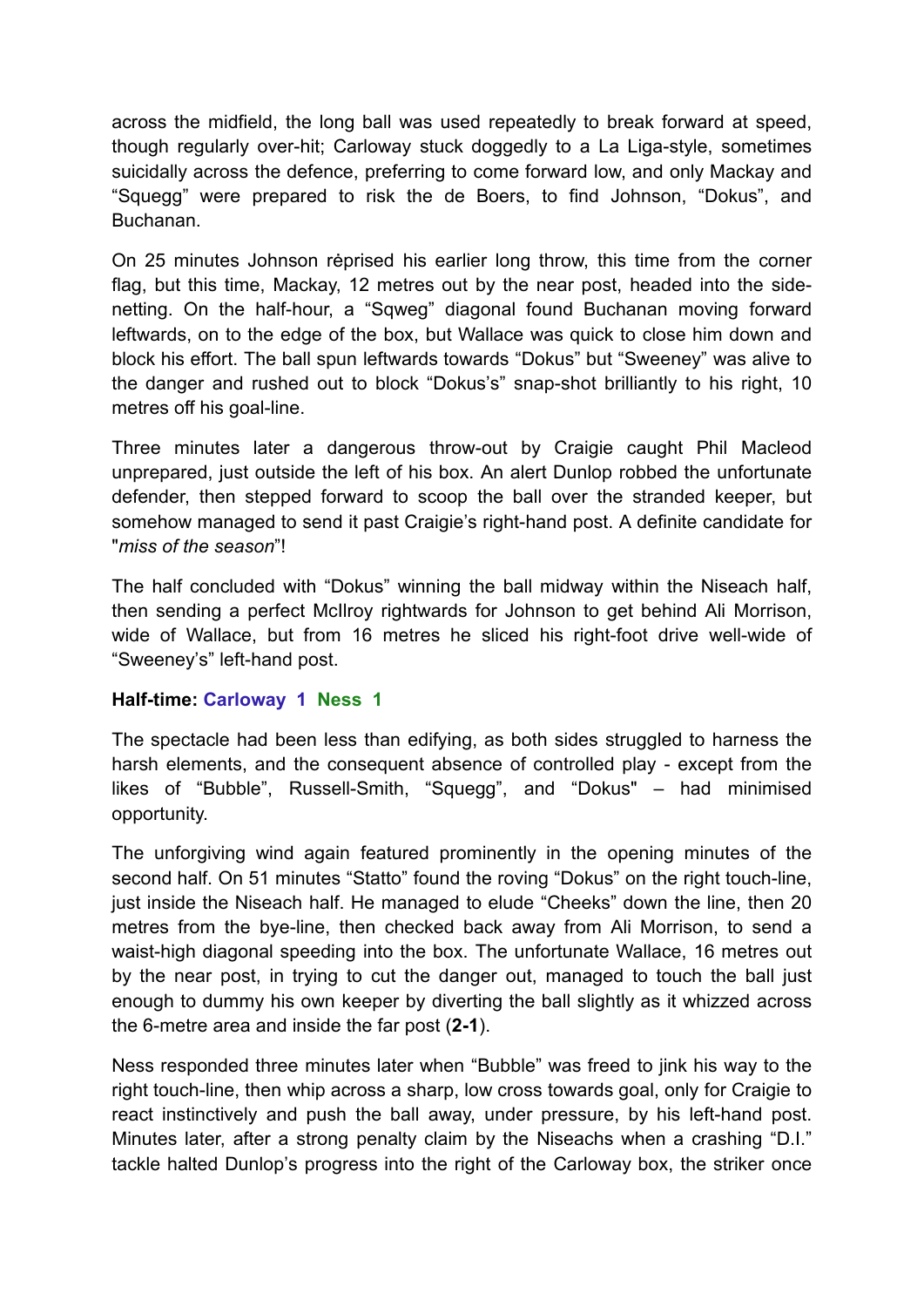across the midfield, the long ball was used repeatedly to break forward at speed, though regularly over-hit; Carloway stuck doggedly to a La Liga-style, sometimes suicidally across the defence, preferring to come forward low, and only Mackay and "Squegg" were prepared to risk the de Boers, to find Johnson, "Dokus", and Buchanan.

On 25 minutes Johnson rėprised his earlier long throw, this time from the corner flag, but this time, Mackay, 12 metres out by the near post, headed into the side-netting. On the half-hour, a "Sqweg" diagonal found Buchanan moving forward leftwards, on to the edge of the box, but Wallace was quick to close him down and block his effort. The ball spun leftwards towards "Dokus" but "Sweeney" was alive to the danger and rushed out to block "Dokus's" snap-shot brilliantly to his right, 10 metres off his goal-line.

Three minutes later a dangerous throw-out by Craigie caught Phil Macleod unprepared, just outside the left of his box. An alert Dunlop robbed the unfortunate defender, then stepped forward to scoop the ball over the stranded keeper, but somehow managed to send it past Craigie's right-hand post. A definite candidate for "*miss of the season*"!

The half concluded with "Dokus" winning the ball midway within the Niseach half, then sending a perfect McIlroy rightwards for Johnson to get behind Ali Morrison, wide of Wallace, but from 16 metres he sliced his right-foot drive well-wide of "Sweeney's" left-hand post.

**Half-time: Carloway 1 Ness 1**

The spectacle had been less than edifying, as both sides struggled to harness the harsh elements, and the consequent absence of controlled play - except from the likes of "Bubble", Russell-Smith, "Squegg", and "Dokus" – had minimised opportunity.

The unforgiving wind again featured prominently in the opening minutes of the second half. On 51 minutes "Statto" found the roving "Dokus" on the right touch-line, just inside the Niseach half. He managed to elude "Cheeks" down the line, then 20 metres from the bye-line, then checked back away from Ali Morrison, to send a waist-high diagonal speeding into the box. The unfortunate Wallace, 16 metres out by the near post, in trying to cut the danger out, managed to touch the ball just enough to dummy his own keeper by diverting the ball slightly as it whizzed across the 6-metre area and inside the far post (**2-1**).

Ness responded three minutes later when "Bubble" was freed to jink his way to the right touch-line, then whip across a sharp, low cross towards goal, only for Craigie to react instinctively and push the ball away, under pressure, by his left-hand post. Minutes later, after a strong penalty claim by the Niseachs when a crashing "D.I." tackle halted Dunlop's progress into the right of the Carloway box, the striker once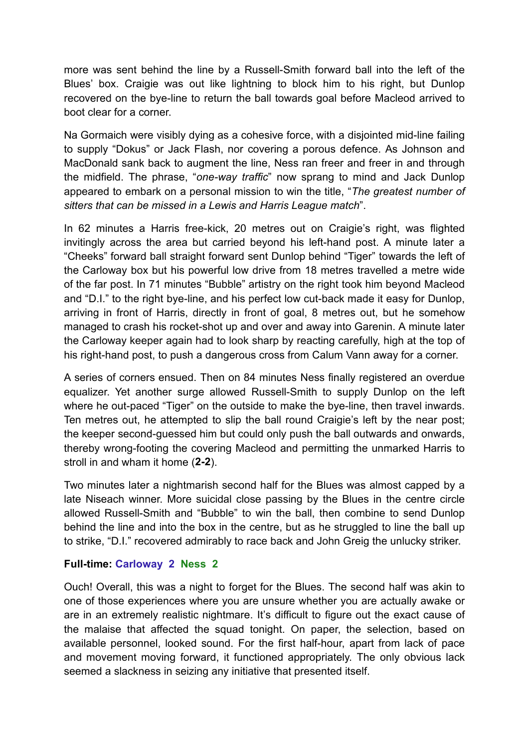more was sent behind the line by a Russell-Smith forward ball into the left of the Blues' box. Craigie was out like lightning to block him to his right, but Dunlop recovered on the bye-line to return the ball towards goal before Macleod arrived to boot clear for a corner.

Na Gormaich were visibly dying as a cohesive force, with a disjointed mid-line failing to supply "Dokus" or Jack Flash, nor covering a porous defence. As Johnson and MacDonald sank back to augment the line, Ness ran freer and freer in and through the midfield. The phrase, "*one-way traffic*" now sprang to mind and Jack Dunlop appeared to embark on a personal mission to win the title, "*The greatest number of sitters that can be missed in a Lewis and Harris League match*".

In 62 minutes a Harris free-kick, 20 metres out on Craigie's right, was flighted invitingly across the area but carried beyond his left-hand post. A minute later a "Cheeks" forward ball straight forward sent Dunlop behind "Tiger" towards the left of the Carloway box but his powerful low drive from 18 metres travelled a metre wide of the far post. In 71 minutes "Bubble" artistry on the right took him beyond Macleod and "D.I." to the right bye-line, and his perfect low cut-back made it easy for Dunlop, arriving in front of Harris, directly in front of goal, 8 metres out, but he somehow managed to crash his rocket-shot up and over and away into Garenin. A minute later the Carloway keeper again had to look sharp by reacting carefully, high at the top of his right-hand post, to push a dangerous cross from Calum Vann away for a corner.

A series of corners ensued. Then on 84 minutes Ness finally registered an overdue equalizer. Yet another surge allowed Russell-Smith to supply Dunlop on the left where he out-paced "Tiger" on the outside to make the bye-line, then travel inwards. Ten metres out, he attempted to slip the ball round Craigie's left by the near post; the keeper second-guessed him but could only push the ball outwards and onwards, thereby wrong-footing the covering Macleod and permitting the unmarked Harris to stroll in and wham it home (**2-2**).

Two minutes later a nightmarish second half for the Blues was almost capped by a late Niseach winner. More suicidal close passing by the Blues in the centre circle allowed Russell-Smith and "Bubble" to win the ball, then combine to send Dunlop behind the line and into the box in the centre, but as he struggled to line the ball up to strike, "D.I." recovered admirably to race back and John Greig the unlucky striker.

**Full-time: Carloway 2 Ness 2**

Ouch! Overall, this was a night to forget for the Blues. The second half was akin to one of those experiences where you are unsure whether you are actually awake or are in an extremely realistic nightmare. It's difficult to figure out the exact cause of the malaise that affected the squad tonight. On paper, the selection, based on available personnel, looked sound. For the first half-hour, apart from lack of pace and movement moving forward, it functioned appropriately. The only obvious lack seemed a slackness in seizing any initiative that presented itself.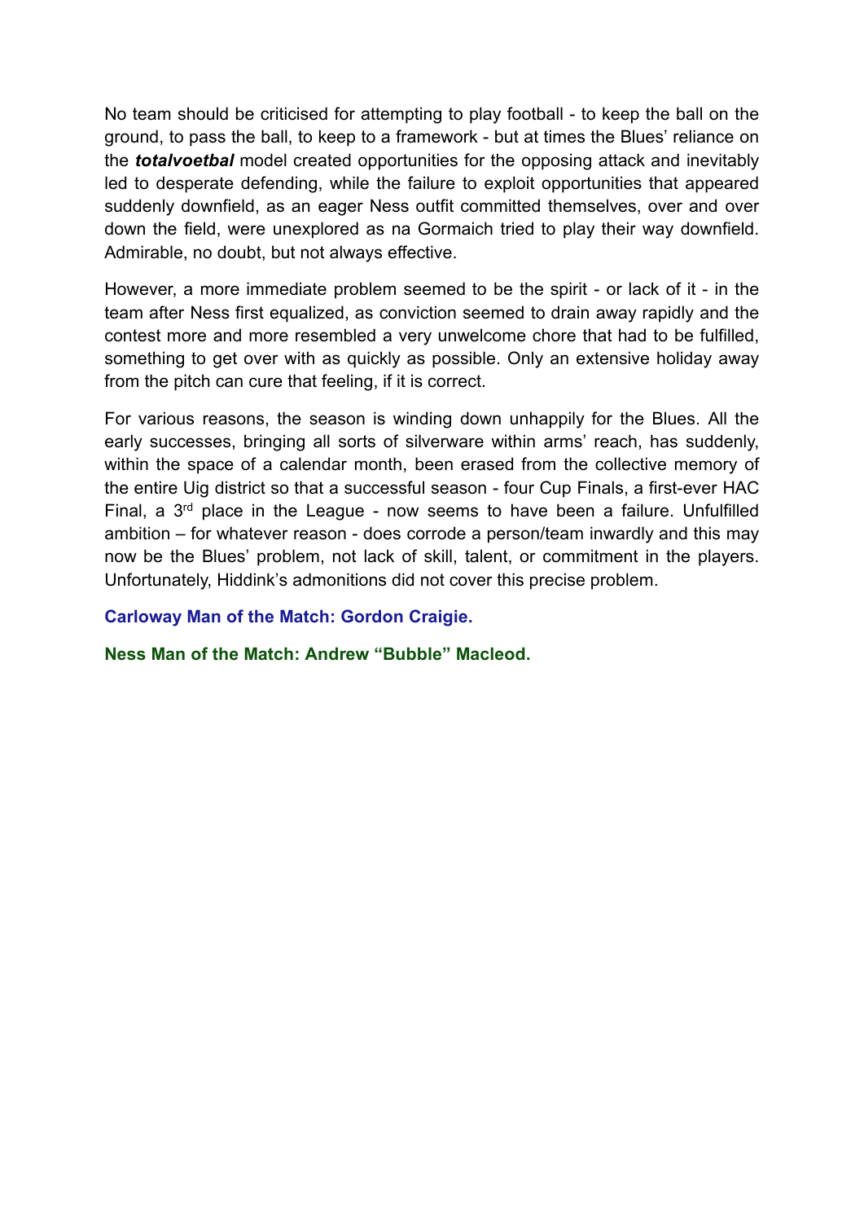No team should be criticised for attempting to play football - to keep the ball on the ground, to pass the ball, to keep to a framework - but at times the Blues' reliance on the ***totalvoetbal*** model created opportunities for the opposing attack and inevitably led to desperate defending, while the failure to exploit opportunities that appeared suddenly downfield, as an eager Ness outfit committed themselves, over and over down the field, were unexplored as na Gormaich tried to play their way downfield. Admirable, no doubt, but not always effective.

However, a more immediate problem seemed to be the spirit - or lack of it - in the team after Ness first equalized, as conviction seemed to drain away rapidly and the contest more and more resembled a very unwelcome chore that had to be fulfilled, something to get over with as quickly as possible. Only an extensive holiday away from the pitch can cure that feeling, if it is correct.

For various reasons, the season is winding down unhappily for the Blues. All the early successes, bringing all sorts of silverware within arms' reach, has suddenly, within the space of a calendar month, been erased from the collective memory of the entire Uig district so that a successful season - four Cup Finals, a first-ever HAC Final, a 3rd place in the League - now seems to have been a failure. Unfulfilled ambition – for whatever reason - does corrode a person/team inwardly and this may now be the Blues' problem, not lack of skill, talent, or commitment in the players. Unfortunately, Hiddink's admonitions did not cover this precise problem.

**Carloway Man of the Match: Gordon Craigie.**

**Ness Man of the Match: Andrew "Bubble" Macleod.**